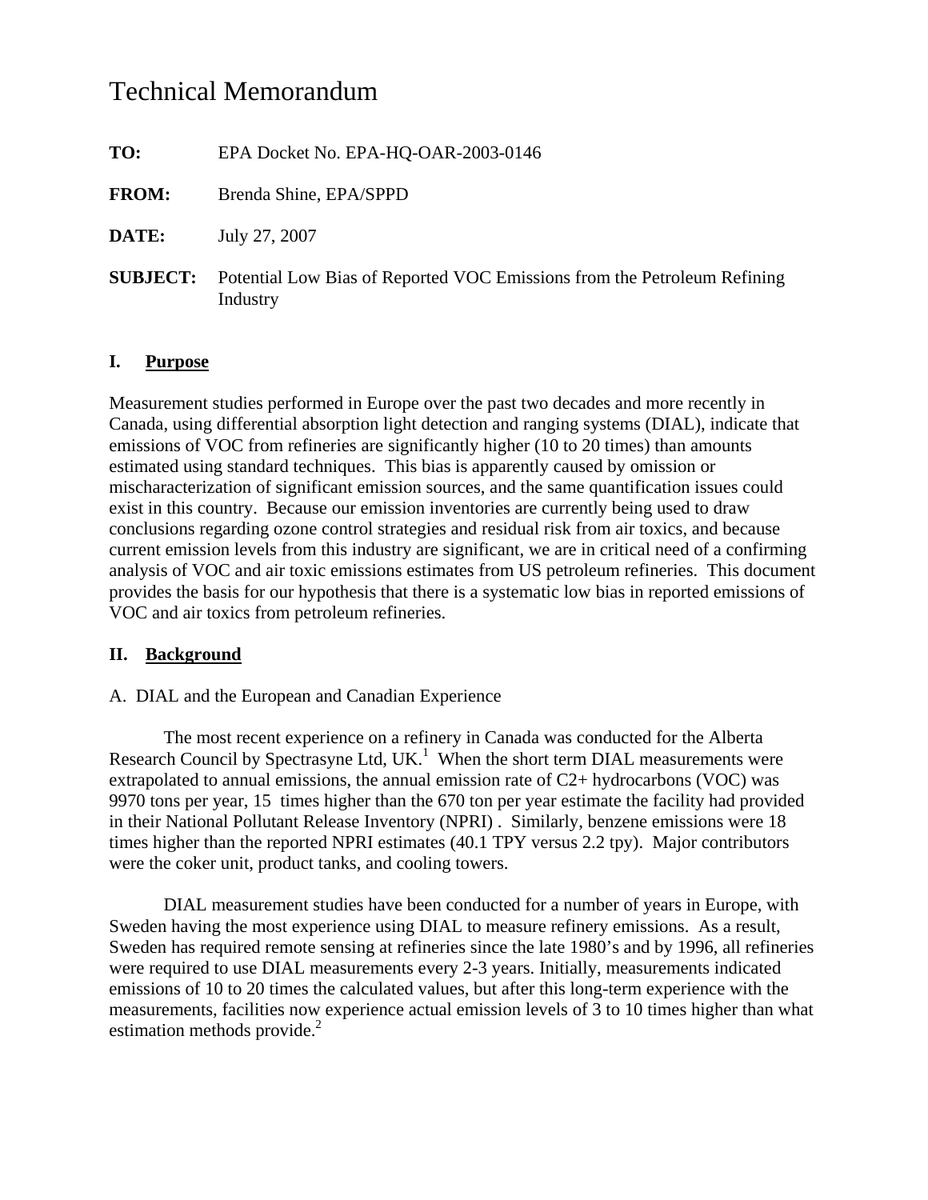# Technical Memorandum

**TO:** EPA Docket No. EPA-HQ-OAR-2003-0146

**FROM:** Brenda Shine, EPA/SPPD

**DATE:** July 27, 2007

**SUBJECT:** Potential Low Bias of Reported VOC Emissions from the Petroleum Refining Industry

## I. Purpose

Measurement studies performed in Europe over the past two decades and more recently in Canada, using differential absorption light detection and ranging systems (DIAL), indicate that emissions of VOC from refineries are significantly higher (10 to 20 times) than amounts estimated using standard techniques. This bias is apparently caused by omission or mischaracterization of significant emission sources, and the same quantification issues could exist in this country. Because our emission inventories are currently being used to draw conclusions regarding ozone control strategies and residual risk from air toxics, and because current emission levels from this industry are significant, we are in critical need of a confirming analysis of VOC and air toxic emissions estimates from US petroleum refineries. This document provides the basis for our hypothesis that there is a systematic low bias in reported emissions of VOC and air toxics from petroleum refineries.

## II. Background

A. DIAL and the European and Canadian Experience

The most recent experience on a refinery in Canada was conducted for the Alberta Research Council by Spectrasyne Ltd, UK.[1] When the short term DIAL measurements were extrapolated to annual emissions, the annual emission rate of C2+ hydrocarbons (VOC) was 9970 tons per year, 15 times higher than the 670 ton per year estimate the facility had provided in their National Pollutant Release Inventory (NPRI) . Similarly, benzene emissions were 18 times higher than the reported NPRI estimates (40.1 TPY versus 2.2 tpy). Major contributors were the coker unit, product tanks, and cooling towers.

DIAL measurement studies have been conducted for a number of years in Europe, with Sweden having the most experience using DIAL to measure refinery emissions. As a result, Sweden has required remote sensing at refineries since the late 1980's and by 1996, all refineries were required to use DIAL measurements every 2-3 years. Initially, measurements indicated emissions of 10 to 20 times the calculated values, but after this long-term experience with the measurements, facilities now experience actual emission levels of 3 to 10 times higher than what estimation methods provide.[2]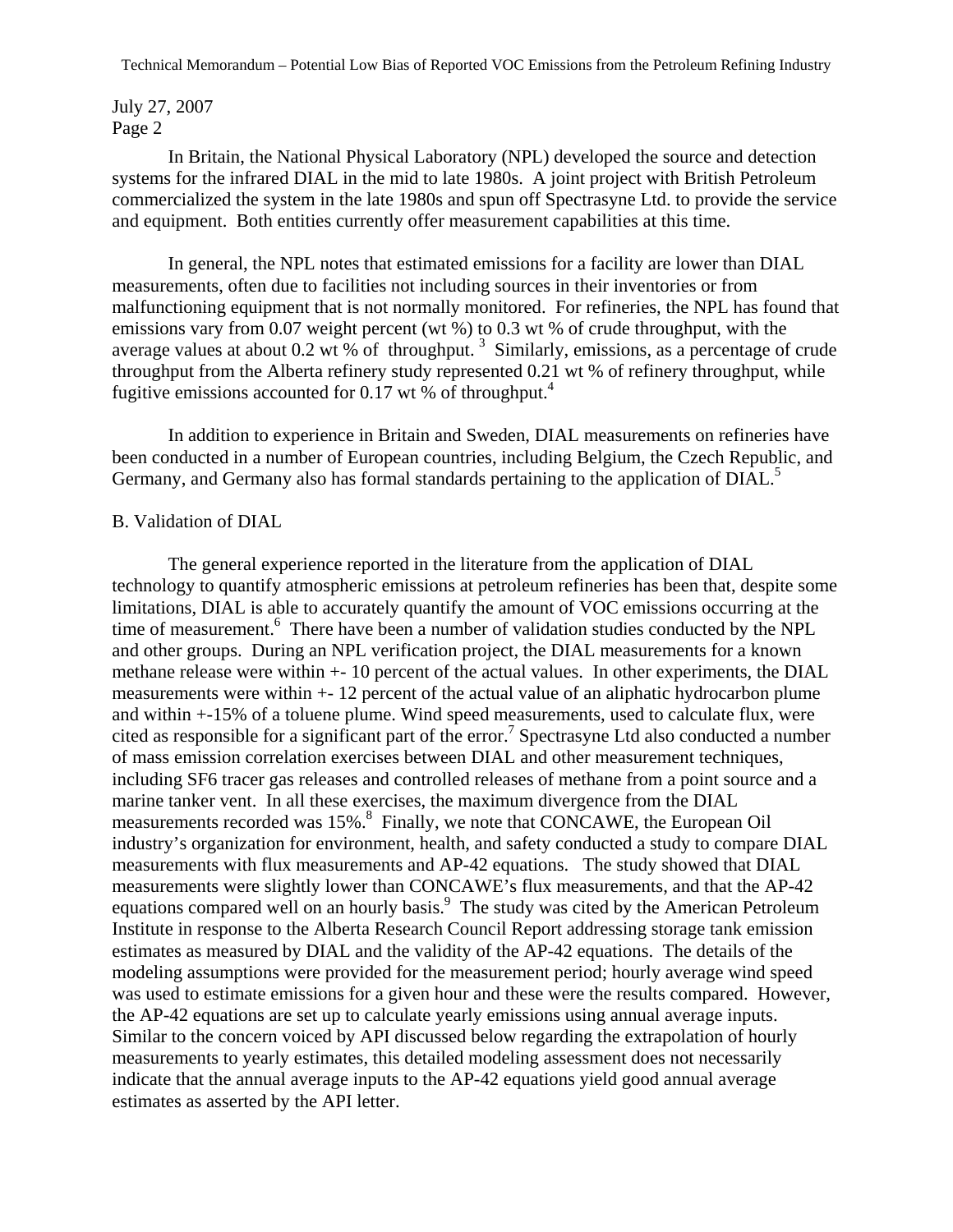In Britain, the National Physical Laboratory (NPL) developed the source and detection systems for the infrared DIAL in the mid to late 1980s. A joint project with British Petroleum commercialized the system in the late 1980s and spun off Spectrasyne Ltd. to provide the service and equipment. Both entities currently offer measurement capabilities at this time.

In general, the NPL notes that estimated emissions for a facility are lower than DIAL measurements, often due to facilities not including sources in their inventories or from malfunctioning equipment that is not normally monitored. For refineries, the NPL has found that emissions vary from 0.07 weight percent (wt %) to 0.3 wt % of crude throughput, with the average values at about 0.2 wt % of throughput.[3] Similarly, emissions, as a percentage of crude throughput from the Alberta refinery study represented 0.21 wt % of refinery throughput, while fugitive emissions accounted for 0.17 wt % of throughput.[4]

In addition to experience in Britain and Sweden, DIAL measurements on refineries have been conducted in a number of European countries, including Belgium, the Czech Republic, and Germany, and Germany also has formal standards pertaining to the application of DIAL.[5]

B. Validation of DIAL

The general experience reported in the literature from the application of DIAL technology to quantify atmospheric emissions at petroleum refineries has been that, despite some limitations, DIAL is able to accurately quantify the amount of VOC emissions occurring at the time of measurement.[6] There have been a number of validation studies conducted by the NPL and other groups. During an NPL verification project, the DIAL measurements for a known methane release were within +- 10 percent of the actual values. In other experiments, the DIAL measurements were within +- 12 percent of the actual value of an aliphatic hydrocarbon plume and within +-15% of a toluene plume. Wind speed measurements, used to calculate flux, were cited as responsible for a significant part of the error.[7] Spectrasyne Ltd also conducted a number of mass emission correlation exercises between DIAL and other measurement techniques, including SF6 tracer gas releases and controlled releases of methane from a point source and a marine tanker vent. In all these exercises, the maximum divergence from the DIAL measurements recorded was 15%.[8] Finally, we note that CONCAWE, the European Oil industry's organization for environment, health, and safety conducted a study to compare DIAL measurements with flux measurements and AP-42 equations. The study showed that DIAL measurements were slightly lower than CONCAWE's flux measurements, and that the AP-42 equations compared well on an hourly basis.[9] The study was cited by the American Petroleum Institute in response to the Alberta Research Council Report addressing storage tank emission estimates as measured by DIAL and the validity of the AP-42 equations. The details of the modeling assumptions were provided for the measurement period; hourly average wind speed was used to estimate emissions for a given hour and these were the results compared. However, the AP-42 equations are set up to calculate yearly emissions using annual average inputs. Similar to the concern voiced by API discussed below regarding the extrapolation of hourly measurements to yearly estimates, this detailed modeling assessment does not necessarily indicate that the annual average inputs to the AP-42 equations yield good annual average estimates as asserted by the API letter.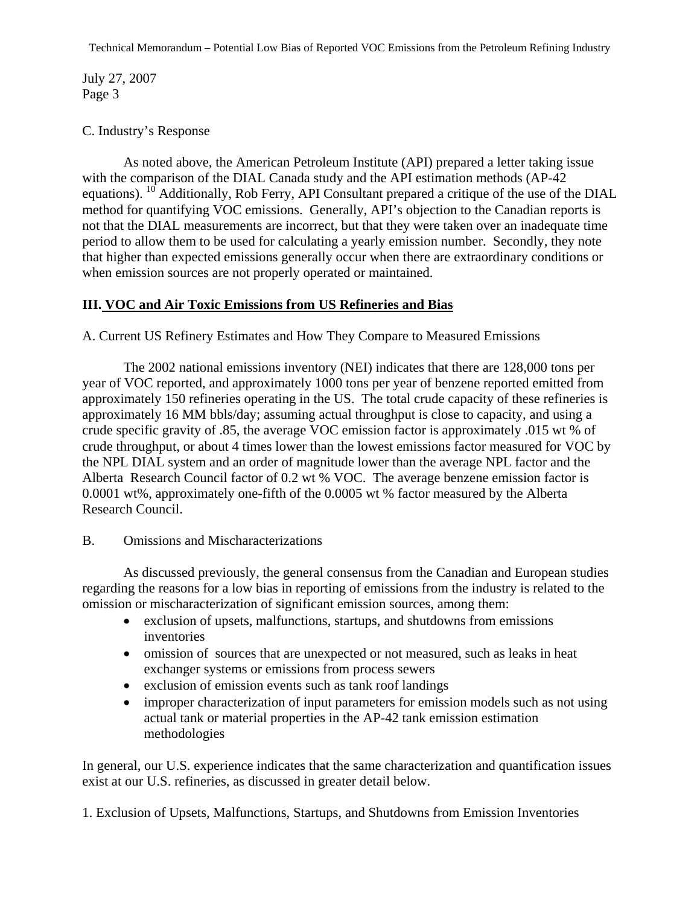C. Industry's Response

As noted above, the American Petroleum Institute (API) prepared a letter taking issue with the comparison of the DIAL Canada study and the API estimation methods (AP-42 equations). [10] Additionally, Rob Ferry, API Consultant prepared a critique of the use of the DIAL method for quantifying VOC emissions. Generally, API's objection to the Canadian reports is not that the DIAL measurements are incorrect, but that they were taken over an inadequate time period to allow them to be used for calculating a yearly emission number. Secondly, they note that higher than expected emissions generally occur when there are extraordinary conditions or when emission sources are not properly operated or maintained.

## III. VOC and Air Toxic Emissions from US Refineries and Bias

A. Current US Refinery Estimates and How They Compare to Measured Emissions

The 2002 national emissions inventory (NEI) indicates that there are 128,000 tons per year of VOC reported, and approximately 1000 tons per year of benzene reported emitted from approximately 150 refineries operating in the US. The total crude capacity of these refineries is approximately 16 MM bbls/day; assuming actual throughput is close to capacity, and using a crude specific gravity of .85, the average VOC emission factor is approximately .015 wt % of crude throughput, or about 4 times lower than the lowest emissions factor measured for VOC by the NPL DIAL system and an order of magnitude lower than the average NPL factor and the Alberta Research Council factor of 0.2 wt % VOC. The average benzene emission factor is 0.0001 wt%, approximately one-fifth of the 0.0005 wt % factor measured by the Alberta Research Council.

B. Omissions and Mischaracterizations

As discussed previously, the general consensus from the Canadian and European studies regarding the reasons for a low bias in reporting of emissions from the industry is related to the omission or mischaracterization of significant emission sources, among them:

- exclusion of upsets, malfunctions, startups, and shutdowns from emissions inventories
- omission of sources that are unexpected or not measured, such as leaks in heat exchanger systems or emissions from process sewers
- exclusion of emission events such as tank roof landings
- improper characterization of input parameters for emission models such as not using actual tank or material properties in the AP-42 tank emission estimation methodologies

In general, our U.S. experience indicates that the same characterization and quantification issues exist at our U.S. refineries, as discussed in greater detail below.

1. Exclusion of Upsets, Malfunctions, Startups, and Shutdowns from Emission Inventories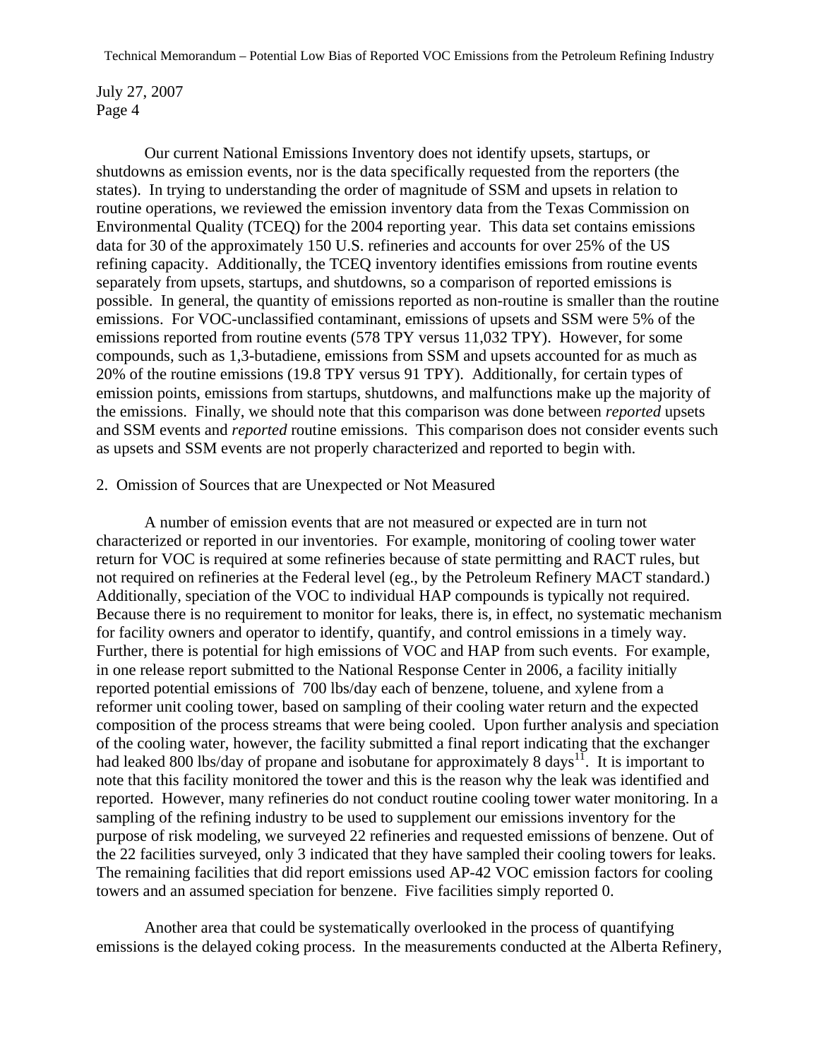Our current National Emissions Inventory does not identify upsets, startups, or shutdowns as emission events, nor is the data specifically requested from the reporters (the states). In trying to understanding the order of magnitude of SSM and upsets in relation to routine operations, we reviewed the emission inventory data from the Texas Commission on Environmental Quality (TCEQ) for the 2004 reporting year. This data set contains emissions data for 30 of the approximately 150 U.S. refineries and accounts for over 25% of the US refining capacity. Additionally, the TCEQ inventory identifies emissions from routine events separately from upsets, startups, and shutdowns, so a comparison of reported emissions is possible. In general, the quantity of emissions reported as non-routine is smaller than the routine emissions. For VOC-unclassified contaminant, emissions of upsets and SSM were 5% of the emissions reported from routine events (578 TPY versus 11,032 TPY). However, for some compounds, such as 1,3-butadiene, emissions from SSM and upsets accounted for as much as 20% of the routine emissions (19.8 TPY versus 91 TPY). Additionally, for certain types of emission points, emissions from startups, shutdowns, and malfunctions make up the majority of the emissions. Finally, we should note that this comparison was done between *reported* upsets and SSM events and *reported* routine emissions. This comparison does not consider events such as upsets and SSM events are not properly characterized and reported to begin with.

2. Omission of Sources that are Unexpected or Not Measured

A number of emission events that are not measured or expected are in turn not characterized or reported in our inventories. For example, monitoring of cooling tower water return for VOC is required at some refineries because of state permitting and RACT rules, but not required on refineries at the Federal level (eg., by the Petroleum Refinery MACT standard.) Additionally, speciation of the VOC to individual HAP compounds is typically not required. Because there is no requirement to monitor for leaks, there is, in effect, no systematic mechanism for facility owners and operator to identify, quantify, and control emissions in a timely way. Further, there is potential for high emissions of VOC and HAP from such events. For example, in one release report submitted to the National Response Center in 2006, a facility initially reported potential emissions of 700 lbs/day each of benzene, toluene, and xylene from a reformer unit cooling tower, based on sampling of their cooling water return and the expected composition of the process streams that were being cooled. Upon further analysis and speciation of the cooling water, however, the facility submitted a final report indicating that the exchanger had leaked 800 lbs/day of propane and isobutane for approximately 8 days[11]. It is important to note that this facility monitored the tower and this is the reason why the leak was identified and reported. However, many refineries do not conduct routine cooling tower water monitoring. In a sampling of the refining industry to be used to supplement our emissions inventory for the purpose of risk modeling, we surveyed 22 refineries and requested emissions of benzene. Out of the 22 facilities surveyed, only 3 indicated that they have sampled their cooling towers for leaks. The remaining facilities that did report emissions used AP-42 VOC emission factors for cooling towers and an assumed speciation for benzene. Five facilities simply reported 0.

Another area that could be systematically overlooked in the process of quantifying emissions is the delayed coking process. In the measurements conducted at the Alberta Refinery,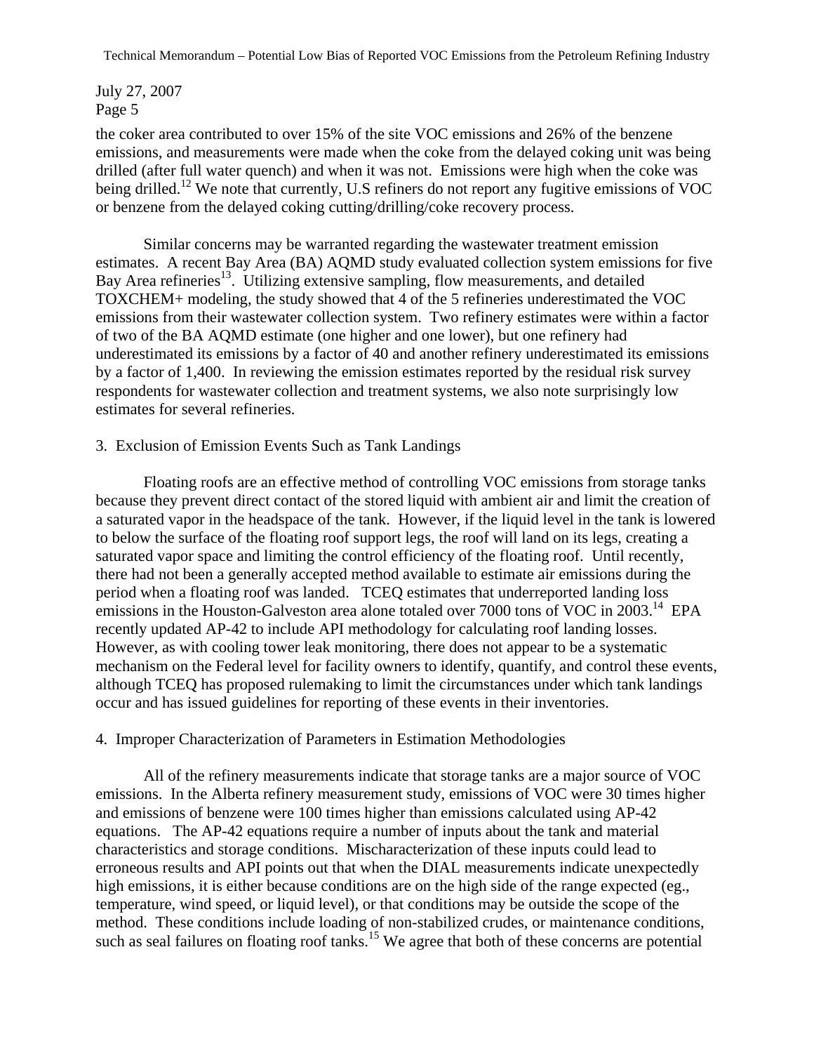July 27, 2007

the coker area contributed to over 15% of the site VOC emissions and 26% of the benzene emissions, and measurements were made when the coke from the delayed coking unit was being drilled (after full water quench) and when it was not. Emissions were high when the coke was being drilled.[12] We note that currently, U.S refiners do not report any fugitive emissions of VOC or benzene from the delayed coking cutting/drilling/coke recovery process.

Similar concerns may be warranted regarding the wastewater treatment emission estimates. A recent Bay Area (BA) AQMD study evaluated collection system emissions for five Bay Area refineries[13]. Utilizing extensive sampling, flow measurements, and detailed TOXCHEM+ modeling, the study showed that 4 of the 5 refineries underestimated the VOC emissions from their wastewater collection system. Two refinery estimates were within a factor of two of the BA AQMD estimate (one higher and one lower), but one refinery had underestimated its emissions by a factor of 40 and another refinery underestimated its emissions by a factor of 1,400. In reviewing the emission estimates reported by the residual risk survey respondents for wastewater collection and treatment systems, we also note surprisingly low estimates for several refineries.

3. Exclusion of Emission Events Such as Tank Landings

Floating roofs are an effective method of controlling VOC emissions from storage tanks because they prevent direct contact of the stored liquid with ambient air and limit the creation of a saturated vapor in the headspace of the tank. However, if the liquid level in the tank is lowered to below the surface of the floating roof support legs, the roof will land on its legs, creating a saturated vapor space and limiting the control efficiency of the floating roof. Until recently, there had not been a generally accepted method available to estimate air emissions during the period when a floating roof was landed. TCEQ estimates that underreported landing loss emissions in the Houston-Galveston area alone totaled over 7000 tons of VOC in 2003.[14] EPA recently updated AP-42 to include API methodology for calculating roof landing losses. However, as with cooling tower leak monitoring, there does not appear to be a systematic mechanism on the Federal level for facility owners to identify, quantify, and control these events, although TCEQ has proposed rulemaking to limit the circumstances under which tank landings occur and has issued guidelines for reporting of these events in their inventories.

4. Improper Characterization of Parameters in Estimation Methodologies

All of the refinery measurements indicate that storage tanks are a major source of VOC emissions. In the Alberta refinery measurement study, emissions of VOC were 30 times higher and emissions of benzene were 100 times higher than emissions calculated using AP-42 equations. The AP-42 equations require a number of inputs about the tank and material characteristics and storage conditions. Mischaracterization of these inputs could lead to erroneous results and API points out that when the DIAL measurements indicate unexpectedly high emissions, it is either because conditions are on the high side of the range expected (eg., temperature, wind speed, or liquid level), or that conditions may be outside the scope of the method. These conditions include loading of non-stabilized crudes, or maintenance conditions, such as seal failures on floating roof tanks.[15] We agree that both of these concerns are potential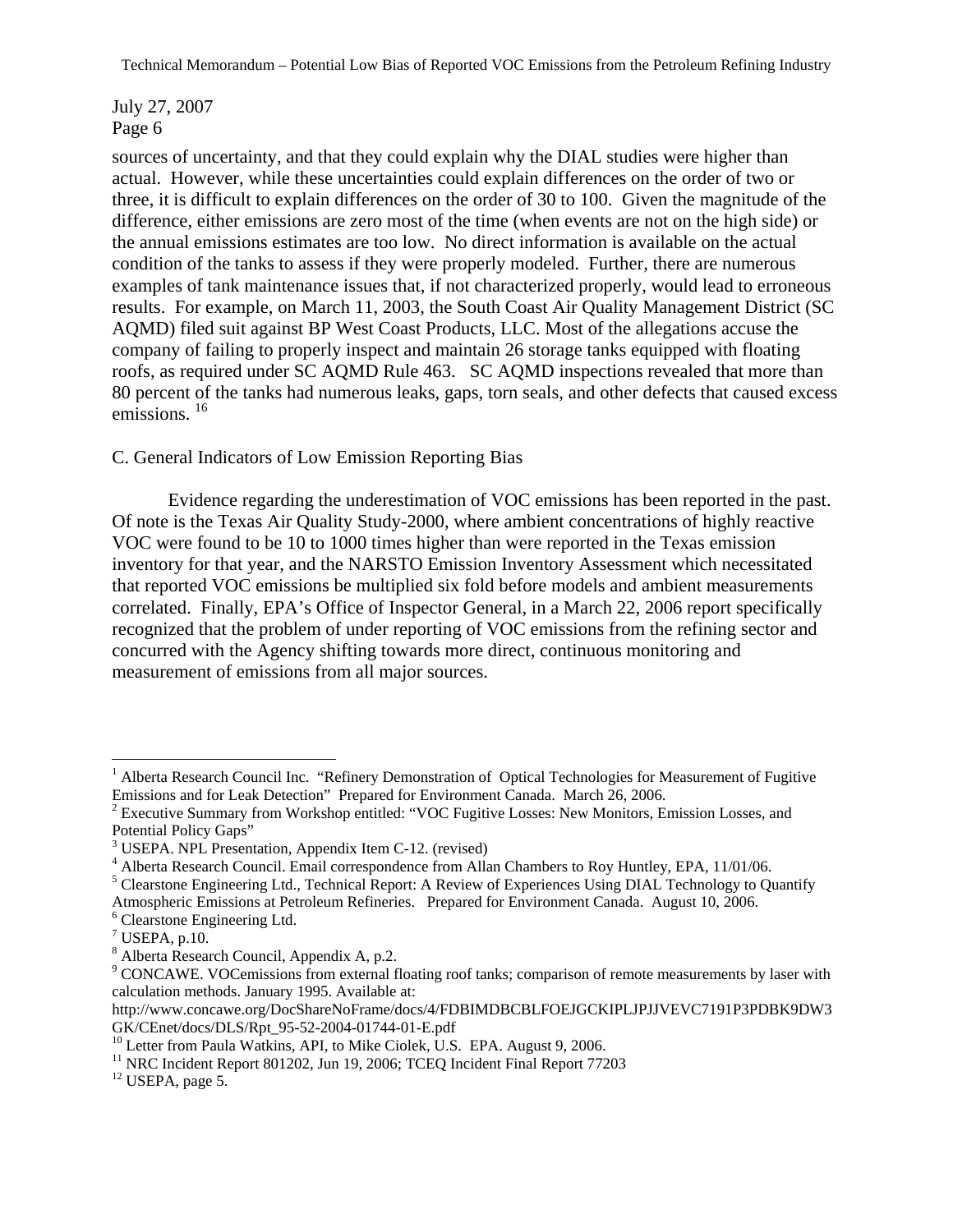sources of uncertainty, and that they could explain why the DIAL studies were higher than actual. However, while these uncertainties could explain differences on the order of two or three, it is difficult to explain differences on the order of 30 to 100. Given the magnitude of the difference, either emissions are zero most of the time (when events are not on the high side) or the annual emissions estimates are too low. No direct information is available on the actual condition of the tanks to assess if they were properly modeled. Further, there are numerous examples of tank maintenance issues that, if not characterized properly, would lead to erroneous results. For example, on March 11, 2003, the South Coast Air Quality Management District (SC AQMD) filed suit against BP West Coast Products, LLC. Most of the allegations accuse the company of failing to properly inspect and maintain 26 storage tanks equipped with floating roofs, as required under SC AQMD Rule 463. SC AQMD inspections revealed that more than 80 percent of the tanks had numerous leaks, gaps, torn seals, and other defects that caused excess emissions. [16]

C. General Indicators of Low Emission Reporting Bias

Evidence regarding the underestimation of VOC emissions has been reported in the past. Of note is the Texas Air Quality Study-2000, where ambient concentrations of highly reactive VOC were found to be 10 to 1000 times higher than were reported in the Texas emission inventory for that year, and the NARSTO Emission Inventory Assessment which necessitated that reported VOC emissions be multiplied six fold before models and ambient measurements correlated. Finally, EPA's Office of Inspector General, in a March 22, 2006 report specifically recognized that the problem of under reporting of VOC emissions from the refining sector and concurred with the Agency shifting towards more direct, continuous monitoring and measurement of emissions from all major sources.

---

[1] Alberta Research Council Inc. "Refinery Demonstration of Optical Technologies for Measurement of Fugitive Emissions and for Leak Detection" Prepared for Environment Canada. March 26, 2006.

[2] Executive Summary from Workshop entitled: "VOC Fugitive Losses: New Monitors, Emission Losses, and Potential Policy Gaps"

[3] USEPA. NPL Presentation, Appendix Item C-12. (revised)

[4] Alberta Research Council. Email correspondence from Allan Chambers to Roy Huntley, EPA, 11/01/06.

[5] Clearstone Engineering Ltd., Technical Report: A Review of Experiences Using DIAL Technology to Quantify Atmospheric Emissions at Petroleum Refineries. Prepared for Environment Canada. August 10, 2006.

[6] Clearstone Engineering Ltd.

[7] USEPA, p.10.

[8] Alberta Research Council, Appendix A, p.2.

[9] CONCAWE. VOCemissions from external floating roof tanks; comparison of remote measurements by laser with calculation methods. January 1995. Available at: http://www.concawe.org/DocShareNoFrame/docs/4/FDBIMDBCBLFOEJGCKIPLJPJJVEVC7191P3PDBK9DW3GK/CEnet/docs/DLS/Rpt_95-52-2004-01744-01-E.pdf

[10] Letter from Paula Watkins, API, to Mike Ciolek, U.S. EPA. August 9, 2006.

[11] NRC Incident Report 801202, Jun 19, 2006; TCEQ Incident Final Report 77203

[12] USEPA, page 5.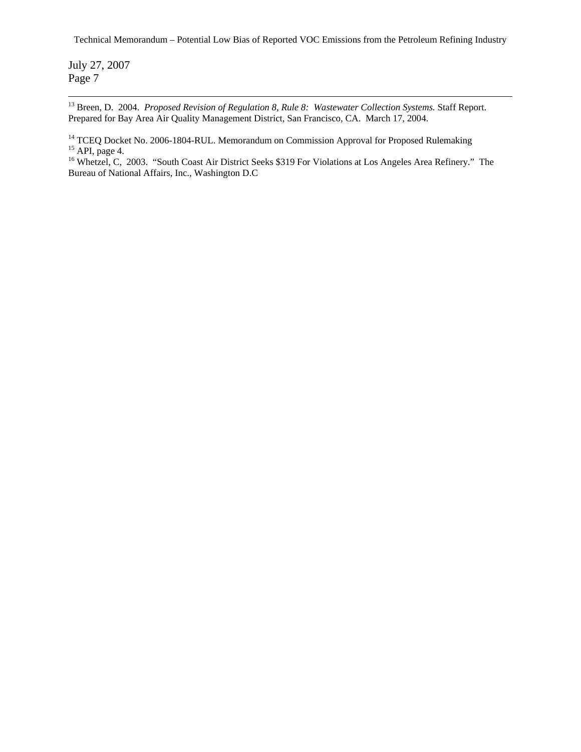[13] Breen, D. 2004. *Proposed Revision of Regulation 8, Rule 8: Wastewater Collection Systems.* Staff Report. Prepared for Bay Area Air Quality Management District, San Francisco, CA. March 17, 2004.

[14] TCEQ Docket No. 2006-1804-RUL. Memorandum on Commission Approval for Proposed Rulemaking

[15] API, page 4.

[16] Whetzel, C, 2003. "South Coast Air District Seeks $319 For Violations at Los Angeles Area Refinery." The Bureau of National Affairs, Inc., Washington D.C